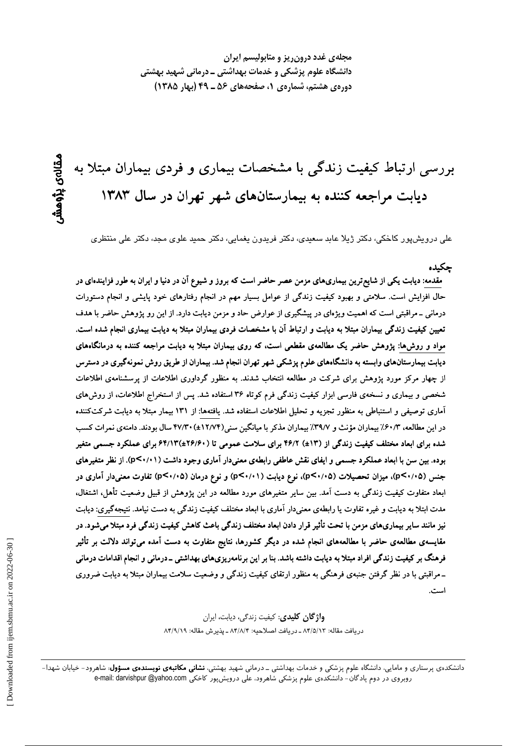# بررسی ارتباط کیفیت زندگی با مشخصات بیماری و فردی بیماران مبتلا به دیابت مراجعه کننده به بیمارستان‌های شهر تهران در سال ۱۳۸۳

مقاله‌ی پژوهشی

علی درویش‌پور کاخکی، دکتر ژیلا عابد سعیدی، دکتر فریدون یغمایی، دکتر حمید علوی مجد، دکتر علی منتظری

## چکیده

**مقدمه: دیابت یکی از شایع‌ترین بیماری‌های مزمن عصر حاضر است که بروز و شیوع آن در دنیا و ایران به طور فزاینده‌ای در** حال افزایش است. سلامتی و بهبود کیفیت زندگی از عوامل بسیار مهم در انجام رفتارهای خود پایشی و انجام دستورات درمانی ـ مراقبتی است که اهمیت ویژه‌ای در پیشگیری از عوارض حاد و مزمن دیابت دارد. از این رو پژوهش حاضر با هدف **تعیین کیفیت زندگی بیماران مبتلا به دیابت و ارتباط آن با مشخصات فردی بیماران مبتلا به دیابت بیماری انجام شده است.** **مواد و روش‌ها: پژوهش حاضر یک مطالعه‌ی مقطعی است، که روی بیماران مبتلا به دیابت مراجعه کننده به درمانگاه‌های دیابت بیمارستان‌های وابسته به دانشگاه‌های علوم پزشکی شهر تهران انجام شد. بیماران از طریق روش نمونه‌گیری در دسترس** از چهار مرکز مورد پژوهش برای شرکت در مطالعه انتخاب شدند. به منظور گردآوری اطلاعات از پرسشنامه‌ی اطلاعات شخصی و بیماری و نسخه‌ی فارسی ابزار کیفیت زندگی فرم کوتاه ۳۶ استفاده شد. پس از استخراج اطلاعات، از روش‌های آماری توصیفی و استنباطی به منظور تجزیه و تحلیل اطلاعات استفاده شد. یافته‌ها: از ۱۳۱ بیمار مبتلا به دیابت شرکت‌کننده در این مطالعه، ۶۰/۳٪ بیماران مؤنث و ۳۹/۷٪ بیماران مذکر با میانگین سنی(۱۲/۷۴±) ۴۷/۳۰ سال بودند. **دامنه‌ی نمرات کسب شده برای ابعاد مختلف کیفیت زندگی از (۱۳±) ۴۶/۲ برای سلامت عمومی تا (۲۶/۶۰±)۶۴/۱۳ برای عملکرد جسمی متغیر بوده. بین سن با ابعاد عملکرد جسمی و ایفای نقش عاطفی رابطه‌ی معنی‌دار آماری وجود داشت (p<۰/۰۱). از نظر متغیرهای جنس (p<۰/۰۵)، میزان تحصیلات (p<۰/۰۵)، نوع دیابت (p<۰/۰۱) و نوع درمان (p<۰/۰۵) تفاوت معنی‌دار آماری در** ابعاد متفاوت کیفیت زندگی به دست آمد. بین سایر متغیرهای مورد مطالعه در این پژوهش از قبیل وضعیت تأهل، اشتغال، مدت ابتلا به دیابت و غیره تفاوت یا رابطه‌ی معنی‌دار آماری با ابعاد مختلف کیفیت زندگی به دست نیامد. نتیجه‌گیری: **دیابت نیز مانند سایر بیماری‌های مزمن با تحت تأثیر قرار دادن ابعاد مختلف زندگی باعث کاهش کیفیت زندگی فرد مبتلا می‌شود. در مقایسه‌ی مطالعه‌ی حاضر با مطالعه‌های انجام شده در دیگر کشورها، نتایج متفاوت به دست آمده می‌تواند دلالت بر تأثیر فرهنگ بر کیفیت زندگی افراد مبتلا به دیابت داشته باشد. بنا بر این برنامه‌ریزی‌های بهداشتی ـ درمانی و انجام اقدامات درمانی ـ مراقبتی با در نظر گرفتن جنبه‌ی فرهنگی به منظور ارتقای کیفیت زندگی و وضعیت سلامت بیماران مبتلا به دیابت ضروری است.**

**واژگان کلیدی:** کیفیت زندگی، دیابت، ایران

دریافت مقاله: ۸۴/۵/۱۳ ـ دریافت اصلاحیه: ۸۴/۸/۴ ـ پذیرش مقاله: ۸۴/۹/۱۹

---

دانشکده‌ی پرستاری و مامایی، دانشگاه علوم پزشکی و خدمات بهداشتی ـ درمانی شهید بهشتی، **نشانی مکاتبه‌ی نویسنده‌ی مسؤول**: شاهرود- خیابان شهدا- روبروی در دوم پادگان- دانشکده‌ی علوم پزشکی شاهرود، علی درویش‌پور کاخکی e-mail: darvishpur @yahoo.com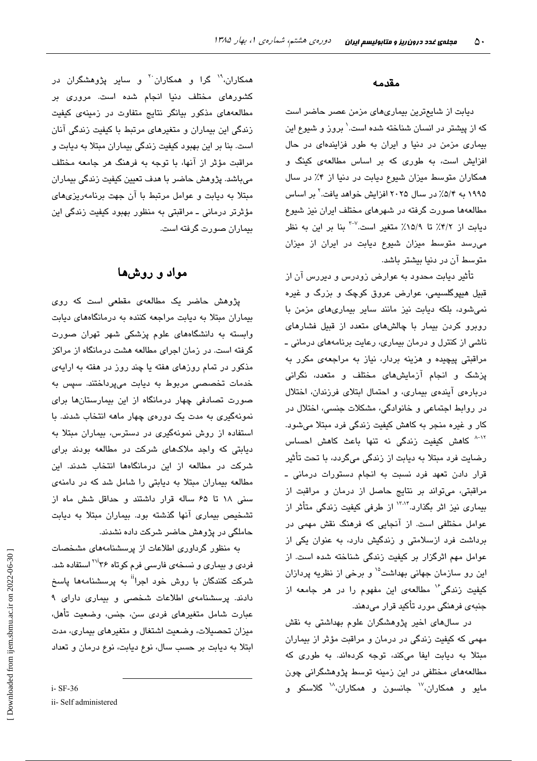## مقدمه

دیابت از شایع‌ترین بیماری‌های مزمن عصر حاضر است که از پیشتر در انسان شناخته شده است.[۱] بروز و شیوع این بیماری مزمن در دنیا و ایران به طور فزاینده‌ای در حال افزایش است، به طوری که بر اساس مطالعه‌ی کینگ و همکاران متوسط میزان شیوع دیابت در دنیا از ۴٪ در سال ۱۹۹۵ به ۵/۴٪ در سال ۲۰۲۵ افزایش خواهد یافت.[۲] بر اساس مطالعه‌ها صورت گرفته در شهرهای مختلف ایران نیز شیوع دیابت از ۴/۲٪ تا ۱۵/۹٪ متغیر است.[۳-۷] بنا بر این به نظر می‌رسد متوسط میزان شیوع دیابت در ایران از میزان متوسط آن در دنیا بیشتر باشد.

تأثیر دیابت محدود به عوارض زودرس و دیررس آن از قبیل هیپوگلسیمی، عوارض عروق کوچک و بزرگ و غیره نمی‌شود، بلکه دیابت نیز مانند سایر بیماری‌های مزمن با روبرو کردن بیمار با چالش‌های متعدد از قبیل فشارهای ناشی از کنترل و درمان بیماری، رعایت برنامه‌های درمانی ـ مراقبتی پیچیده و هزینه بردار، نیاز به مراجعه‌ی مکرر به پزشک و انجام آزمایش‌های مختلف و متعدد، نگرانی درباره‌ی آینده‌ی بیماری، و احتمال ابتلای فرزندان، اختلال در روابط اجتماعی و خانوادگی، مشکلات جنسی، اختلال در کار و غیره منجر به کاهش کیفیت زندگی فرد مبتلا می‌شود.[۸-۱۲] کاهش کیفیت زندگی نه تنها باعث کاهش احساس رضایت فرد مبتلا به دیابت از زندگی می‌گردد، با تحت تأثیر قرار دادن تعهد فرد نسبت به انجام دستورات درمانی ـ مراقبتی، می‌تواند بر نتایج حاصل از درمان و مراقبت از بیماری نیز اثر بگذارد.[۱۳،۱۴] از طرفی کیفیت زندگی متأثر از عوامل مختلفی است. از آنجایی که فرهنگ نقش مهمی در برداشت فرد ازسلامتی و زندگیش دارد، به عنوان یکی از عوامل مهم اثرگزار بر کیفیت زندگی شناخته شده است. از این رو سازمان جهانی بهداشت[۱۵] و برخی از نظریه پردازان کیفیت زندگی[۱۶] مطالعه‌ی این مفهوم را در هر جامعه از جنبه‌ی فرهنگی مورد تأکید قرار می‌دهند.

در سال‌های اخیر پژوهشگران علوم بهداشتی به نقش مهمی که کیفیت زندگی در درمان و مراقبت مؤثر از بیماران مبتلا به دیابت ایفا می‌کند، توجه کرده‌اند. به طوری که مطالعه‌های مختلفی در این زمینه توسط پژوهشگرانی چون مایو و همکاران،[۱۷] جانسون و همکاران،[۱۸] گلاسکو و همکاران،[۱۹] گرا و همکاران[۲۰] و سایر پژوهشگران در کشورهای مختلف دنیا انجام شده است. مروری بر مطالعه‌های مذکور بیانگر نتایج متفاوت در زمینه‌ی کیفیت زندگی این بیماران و متغیرهای مرتبط با کیفیت زندگی آنان است. بنا بر این بهبود کیفیت زندگی بیماران مبتلا به دیابت و مراقبت مؤثر از آنها، با توجه به فرهنگ هر جامعه مختلف می‌باشد. پژوهش حاضر با هدف تعیین کیفیت زندگی بیماران مبتلا به دیابت و عوامل مرتبط با آن جهت برنامه‌ریزی‌های مؤثرتر درمانی ـ مراقبتی به منظور بهبود کیفیت زندگی این بیماران صورت گرفته است.

## مواد و روش‌ها

پژوهش حاضر یک مطالعه‌ی مقطعی است که روی بیماران مبتلا به دیابت مراجعه کننده به درمانگاه‌های دیابت وابسته به دانشگاه‌های علوم پزشکی شهر تهران صورت گرفته است. در زمان اجرای مطالعه هشت درمانگاه از مراکز مذکور در تمام روزهای هفته یا چند روز در هفته به ارایه‌ی خدمات تخصصی مربوط به دیابت می‌پرداختند. سپس به صورت تصادفی چهار درمانگاه از این بیمارستان‌ها برای نمونه‌گیری به مدت یک دوره‌ی چهار ماهه انتخاب شدند. با استفاده از روش نمونه‌گیری در دسترس، بیماران مبتلا به دیابتی که واجد ملاک‌های شرکت در مطالعه بودند برای شرکت در مطالعه از این درمانگاه‌ها انتخاب شدند. این مطالعه بیماران مبتلا به دیابتی را شامل شد که در دامنه‌ی سنی ۱۸ تا ۶۵ ساله قرار داشتند و حداقل شش ماه از تشخیص بیماری آنها گذشته بود. بیماران مبتلا به دیابت حاملگی در پژوهش حاضر شرکت داده نشدند.

به منظور گردآوری اطلاعات از پرسشنامه‌های مشخصات فردی و بیماری و نسخه‌ی فارسی فرم کوتاه ۳۶[i][۲۱] استفاده شد. شرکت کنندگان با روش خود اجرا[ii] به پرسشنامه‌ها پاسخ دادند. پرسشنامه‌ی اطلاعات شخصی و بیماری دارای ۹ عبارت شامل متغیرهای فردی سن، جنس، وضعیت تأهل، میزان تحصیلات، وضعیت اشتغال و متغیرهای بیماری، مدت ابتلا به دیابت بر حسب سال، نوع دیابت، نوع درمان و تعداد

---

i- SF-36

ii- Self administered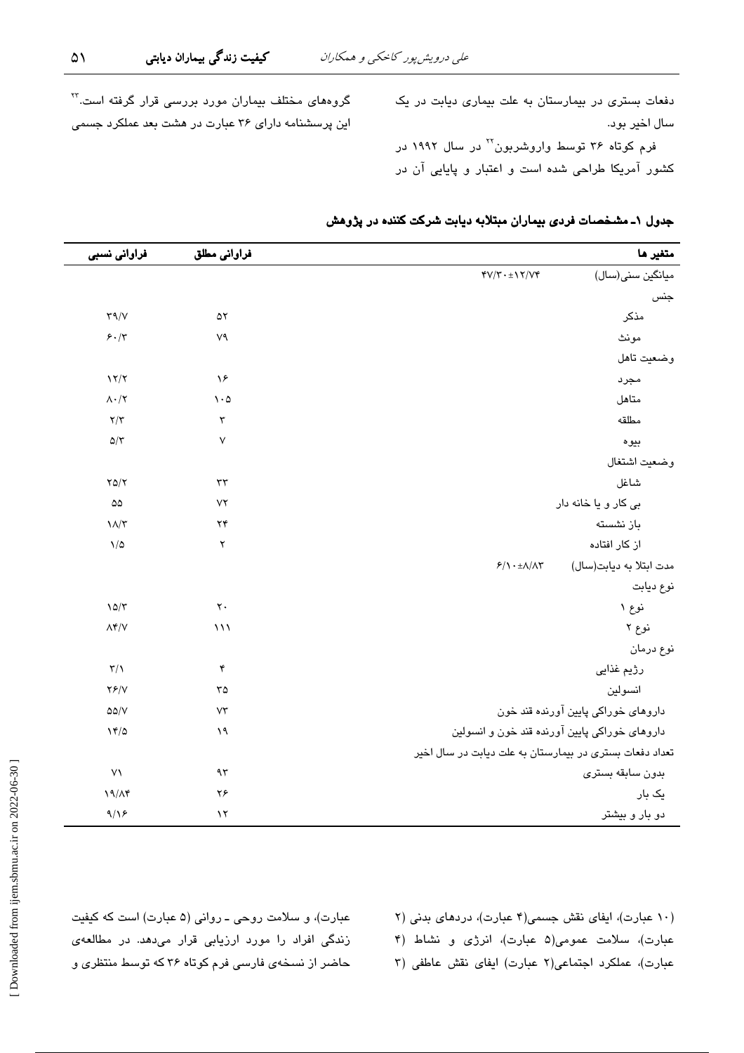دفعات بستری در بیمارستان به علت بیماری دیابت در یک سال اخیر بود.

فرم کوتاه ۳۶ توسط واروشربون[۲۲] در سال ۱۹۹۲ در کشور آمریکا طراحی شده است و اعتبار و پایایی آن در گروه‌های مختلف بیماران مورد بررسی قرار گرفته است.[۲۳] این پرسشنامه دارای ۳۶ عبارت در هشت بعد عملکرد جسمی

**جدول ۱- مشخصات فردی بیماران مبتلابه دیابت شرکت کننده در پژوهش**

| متغیر ها | | فراوانی مطلق | فراوانی نسبی |
|---|---|---|---|
| میانگین سنی(سال) | ۴۷/۳۰±۱۲/۷۴ | | |
| جنس | | | |
| مذکر | | ۵۲ | ۳۹/۷ |
| مونث | | ۷۹ | ۶۰/۳ |
| وضعیت تاهل | | | |
| مجرد | | ۱۶ | ۱۲/۲ |
| متاهل | | ۱۰۵ | ۸۰/۲ |
| مطلقه | | ۳ | ۲/۳ |
| بیوه | | ۷ | ۵/۳ |
| وضعیت اشتغال | | | |
| شاغل | | ۳۳ | ۲۵/۲ |
| بی کار و یا خانه دار | | ۷۲ | ۵۵ |
| باز نشسته | | ۲۴ | ۱۸/۳ |
| از کار افتاده | | ۲ | ۱/۵ |
| مدت ابتلا به دیابت(سال) | ۶/۱۰±۸/۸۳ | | |
| نوع دیابت | | | |
| نوع ۱ | | ۲۰ | ۱۵/۳ |
| نوع ۲ | | ۱۱۱ | ۸۴/۷ |
| نوع درمان | | | |
| رژیم غذایی | | ۴ | ۳/۱ |
| انسولین | | ۳۵ | ۲۶/۷ |
| داروهای خوراکی پایین آورنده قند خون | | ۷۳ | ۵۵/۷ |
| داروهای خوراکی پایین آورنده قند خون و انسولین | | ۱۹ | ۱۴/۵ |
| تعداد دفعات بستری در بیمارستان به علت دیابت در سال اخیر | | | |
| بدون سابقه بستری | | ۹۳ | ۷۱ |
| یک بار | | ۲۶ | ۱۹/۸۴ |
| دو بار و بیشتر | | ۱۲ | ۹/۱۶ |

(۱۰ عبارت)، ایفای نقش جسمی(۴ عبارت)، دردهای بدنی (۲ عبارت)، سلامت عمومی(۵ عبارت)، انرژی و نشاط (۴ عبارت)، عملکرد اجتماعی(۲ عبارت) ایفای نقش عاطفی (۳ عبارت)، و سلامت روحی ـ روانی (۵ عبارت) است که کیفیت زندگی افراد را مورد ارزیابی قرار می‌دهد. در مطالعه‌ی حاضر از نسخه‌ی فارسی فرم کوتاه ۳۶ که توسط منتظری و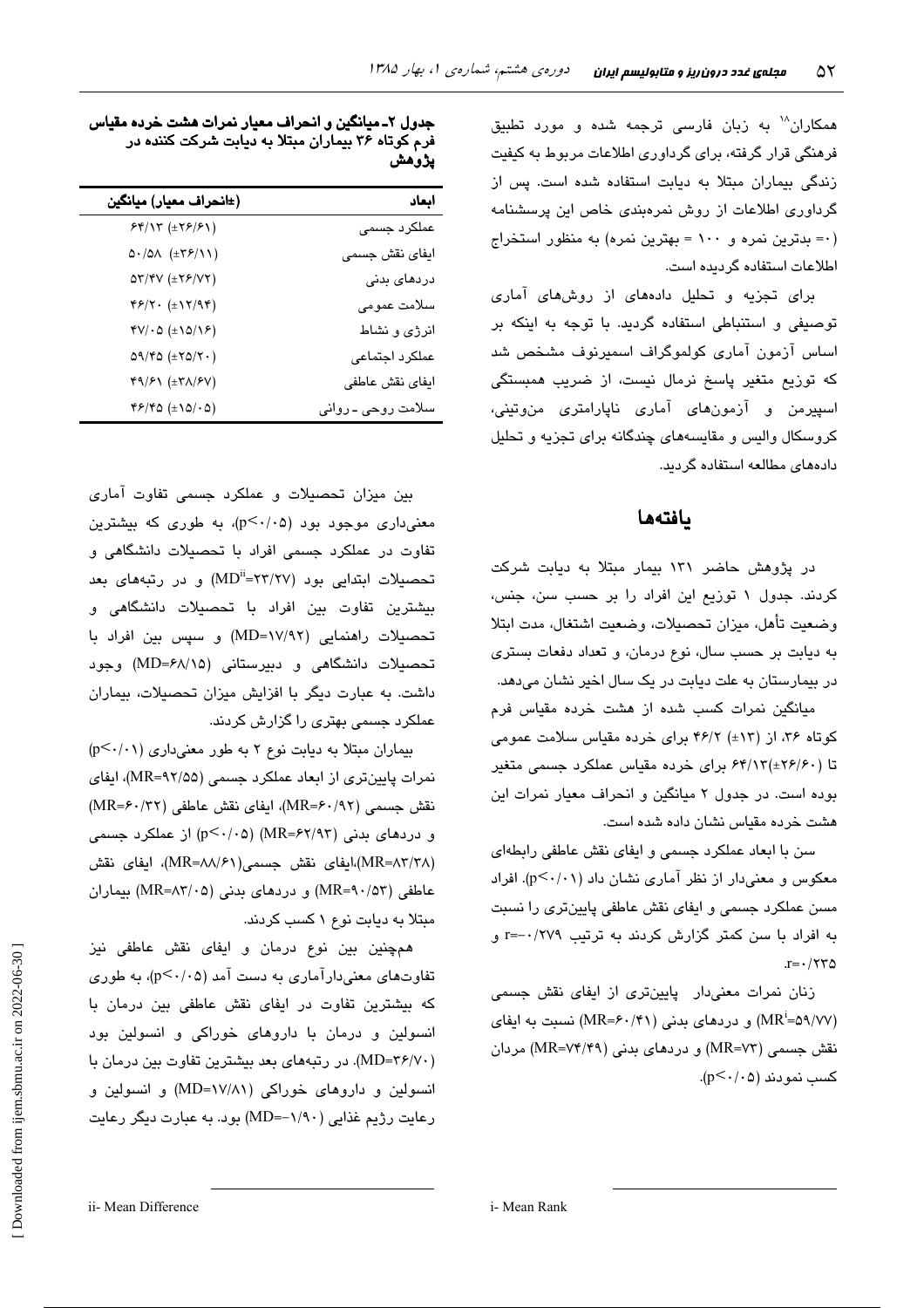همکاران[18] به زبان فارسی ترجمه شده و مورد تطبیق فرهنگی قرار گرفته، برای گردآوری اطلاعات مربوط به کیفیت زندگی بیماران مبتلا به دیابت استفاده شده است. پس از گردآوری اطلاعات از روش نمره‌بندی خاص این پرسشنامه (۰= بدترین نمره و ۱۰۰ = بهترین نمره) به منظور استخراج اطلاعات استفاده گردیده است.

برای تجزیه و تحلیل داده‌های از روش‌های آماری توصیفی و استنباطی استفاده گردید. با توجه به اینکه بر اساس آزمون آماری کولموگراف اسمیرنوف مشخص شد که توزیع متغیر پاسخ نرمال نیست، از ضریب همبستگی اسپیرمن و آزمون‌های آماری ناپارامتری من‌وتینی، کروسکال والیس و مقایسه‌های چندگانه برای تجزیه و تحلیل داده‌های مطالعه استفاده گردید.

## یافته‌ها

در پژوهش حاضر ۱۳۱ بیمار مبتلا به دیابت شرکت کردند. جدول ۱ توزیع این افراد را بر حسب سن، جنس، وضعیت تأهل، میزان تحصیلات، وضعیت اشتغال، مدت ابتلا به دیابت بر حسب سال، نوع درمان، و تعداد دفعات بستری در بیمارستان به علت دیابت در یک سال اخیر نشان می‌دهد.

میانگین نمرات کسب شده از هشت خرده مقیاس فرم کوتاه ۳۶، از (۱۳±) ۴۶/۲ برای خرده مقیاس سلامت عمومی تا (۲۶/۶۰±)۶۴/۱۳ برای خرده مقیاس عملکرد جسمی متغیر بوده است. در جدول ۲ میانگین و انحراف معیار نمرات این هشت خرده مقیاس نشان داده شده است.

سن با ابعاد عملکرد جسمی و ایفای نقش عاطفی رابطه‌ای معکوس و معنی‌دار از نظر آماری نشان داد (p<۰/۰۱). افراد مسن عملکرد جسمی و ایفای نقش عاطفی پایین‌تری را نسبت به افراد با سن کمتر گزارش کردند به ترتیب r=-۰/۲۷۹ و r=-۰/۲۳۵.

زنان نمرات معنی‌دار پایین‌تری از ایفای نقش جسمی (MR[i]=۵۹/۷۷) و دردهای بدنی (MR=۶۰/۴۱) نسبت به ایفای نقش جسمی (MR=۷۳) و دردهای بدنی (MR=۷۴/۴۹) مردان کسب نمودند (p<۰/۰۵).

**جدول ۲- میانگین و انحراف معیار نمرات هشت خرده مقیاس فرم کوتاه ۳۶ بیماران مبتلا به دیابت شرکت کننده در پژوهش**

| ابعاد | (±انحراف معیار) میانگین |
|---|---|
| عملکرد جسمی | ۶۴/۱۳ (±۲۶/۶۱) |
| ایفای نقش جسمی | ۵۰/۵۸ (±۳۶/۱۱) |
| دردهای بدنی | ۵۳/۴۷ (±۲۶/۷۲) |
| سلامت عمومی | ۴۶/۲۰ (±۱۲/۹۴) |
| انرژی و نشاط | ۴۷/۰۵ (±۱۵/۱۶) |
| عملکرد اجتماعی | ۵۹/۴۵ (±۲۵/۲۰) |
| ایفای نقش عاطفی | ۴۹/۶۱ (±۳۸/۶۷) |
| سلامت روحی ـ روانی | ۴۶/۴۵ (±۱۵/۰۵) |

بین میزان تحصیلات و عملکرد جسمی تفاوت آماری معنی‌داری موجود بود (p<۰/۰۵)، به طوری که بیشترین تفاوت در عملکرد جسمی افراد با تحصیلات دانشگاهی و تحصیلات ابتدایی بود (MD[ii]=۲۳/۲۷) و در رتبه‌های بعد بیشترین تفاوت بین افراد با تحصیلات دانشگاهی و تحصیلات راهنمایی (MD=۱۷/۹۲) و سپس بین افراد با تحصیلات دانشگاهی و دبیرستانی (MD=۶۸/۱۵) وجود داشت. به عبارت دیگر با افزایش میزان تحصیلات، بیماران عملکرد جسمی بهتری را گزارش کردند.

بیماران مبتلا به دیابت نوع ۲ به طور معنی‌داری (p<۰/۰۱) نمرات پایین‌تری از ابعاد عملکرد جسمی (MR=۹۲/۵۵)، ایفای نقش جسمی (MR=۶۰/۹۲)، ایفای نقش عاطفی (MR=۶۰/۳۲) و دردهای بدنی (MR=۶۲/۹۳) (p<۰/۰۵) از عملکرد جسمی (MR=۸۳/۳۸)،ایفای نقش جسمی(MR=۸۸/۶۱)، ایفای نقش عاطفی (MR=۹۰/۵۳) و دردهای بدنی (MR=۸۳/۰۵) بیماران مبتلا به دیابت نوع ۱ کسب کردند.

همچنین بین نوع درمان و ایفای نقش عاطفی نیز تفاوت‌های معنی‌دارآماری به دست آمد (p<۰/۰۵)، به طوری که بیشترین تفاوت در ایفای نقش عاطفی بین درمان با انسولین و درمان با داروهای خوراکی و انسولین بود (MD=۳۶/۷۰). در رتبه‌های بعد بیشترین تفاوت بین درمان با انسولین و داروهای خوراکی (MD=۱۷/۸۱) و انسولین و رعایت رژیم غذایی (MD=-۱/۹۰) بود. به عبارت دیگر رعایت

i- Mean Rank

ii- Mean Difference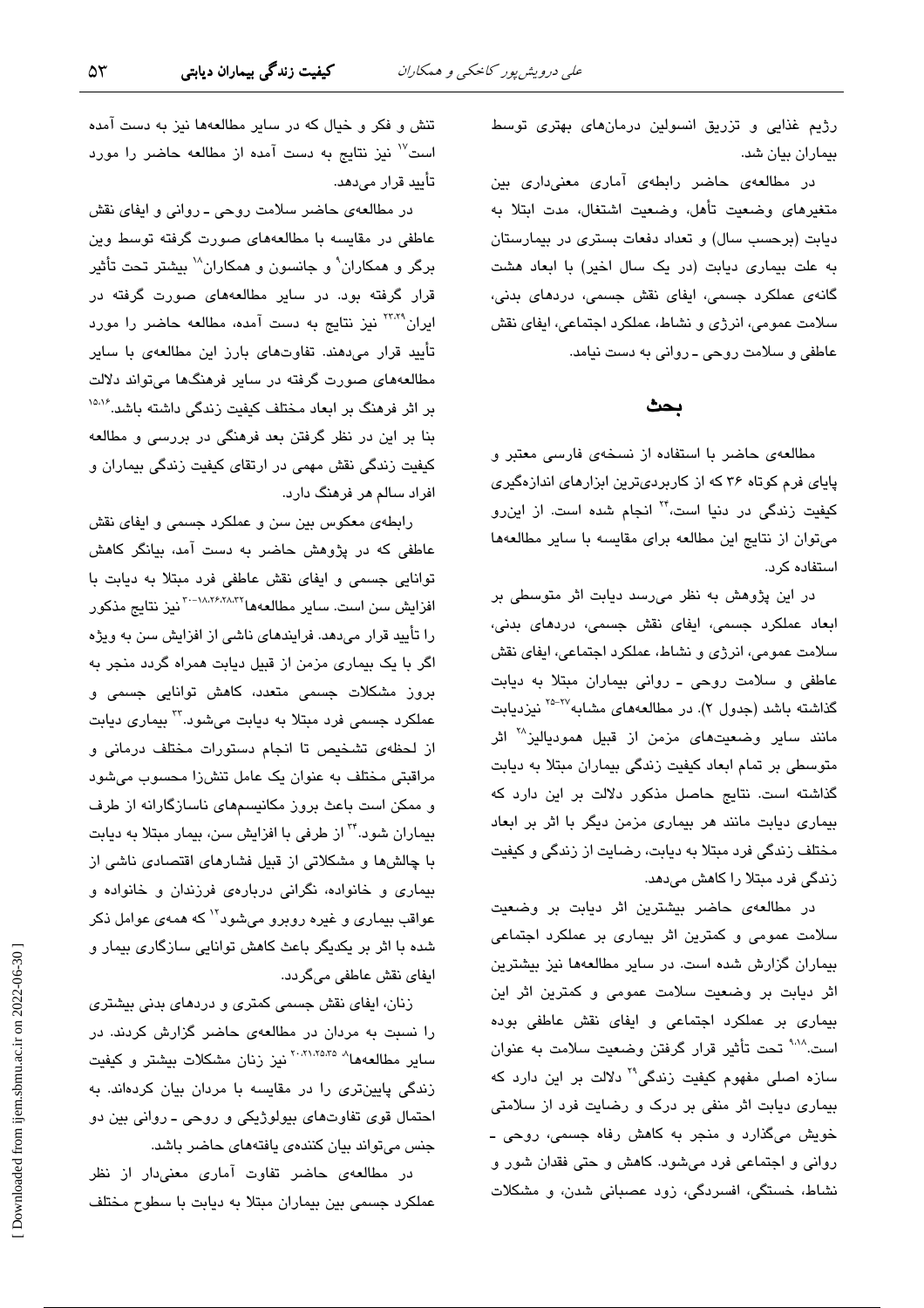رژیم غذایی و تزریق انسولین درمان‌های بهتری توسط بیماران بیان شد.

در مطالعه‌ی حاضر رابطه‌ی آماری معنی‌داری بین متغیرهای وضعیت تأهل، وضعیت اشتغال، مدت ابتلا به دیابت (برحسب سال) و تعداد دفعات بستری در بیمارستان به علت بیماری دیابت (در یک سال اخیر) با ابعاد هشت گانه‌ی عملکرد جسمی، ایفای نقش جسمی، دردهای بدنی، سلامت عمومی، انرژی و نشاط، عملکرد اجتماعی، ایفای نقش عاطفی و سلامت روحی ـ روانی به دست نیامد.

## بحث

مطالعه‌ی حاضر با استفاده از نسخه‌ی فارسی معتبر و پایای فرم کوتاه ۳۶ که از کاربردی‌ترین ابزارهای اندازه‌گیری کیفیت زندگی در دنیا است،[۲۴] انجام شده است. از این‌رو می‌توان از نتایج این مطالعه برای مقایسه با سایر مطالعه‌ها استفاده کرد.

در این پژوهش به نظر می‌رسد دیابت اثر متوسطی بر ابعاد عملکرد جسمی، ایفای نقش جسمی، دردهای بدنی، سلامت عمومی، انرژی و نشاط، عملکرد اجتماعی، ایفای نقش عاطفی و سلامت روحی ـ روانی بیماران مبتلا به دیابت گذاشته باشد (جدول ۲). در مطالعه‌های مشابه[۲۵-۲۷] نیزدیابت مانند سایر وضعیت‌های مزمن از قبیل همودیالیز[۲۸] اثر متوسطی بر تمام ابعاد کیفیت زندگی بیماران مبتلا به دیابت گذاشته است. نتایج حاصل مذکور دلالت بر این دارد که بیماری دیابت مانند هر بیماری مزمن دیگر با اثر بر ابعاد مختلف زندگی فرد مبتلا به دیابت، رضایت از زندگی و کیفیت زندگی فرد مبتلا را کاهش می‌دهد.

در مطالعه‌ی حاضر بیشترین اثر دیابت بر وضعیت سلامت عمومی و کمترین اثر بیماری بر عملکرد اجتماعی بیماران گزارش شده است. در سایر مطالعه‌ها نیز بیشترین اثر دیابت بر وضعیت سلامت عمومی و کمترین اثر این بیماری بر عملکرد اجتماعی و ایفای نقش عاطفی بوده است.[۹،۱۸] تحت تأثیر قرار گرفتن وضعیت سلامت به عنوان سازه اصلی مفهوم کیفیت زندگی[۲۹] دلالت بر این دارد که بیماری دیابت اثر منفی بر درک و رضایت فرد از سلامتی خویش می‌گذارد و منجر به کاهش رفاه جسمی، روحی ـ روانی و اجتماعی فرد می‌شود. کاهش و حتی فقدان شور و نشاط، خستگی، افسردگی، زود عصبانی شدن، و مشکلات تنش و فکر و خیال که در سایر مطالعه‌ها نیز به دست آمده است[۱۷] نیز نتایج به دست آمده از مطالعه حاضر را مورد تأیید قرار می‌دهد.

در مطالعه‌ی حاضر سلامت روحی ـ روانی و ایفای نقش عاطفی در مقایسه با مطالعه‌های صورت گرفته توسط وین برگر و همکاران[۹] و جانسون و همکاران[۱۸] بیشتر تحت تأثیر قرار گرفته بود. در سایر مطالعه‌های صورت گرفته در ایران[۲۳،۲۹] نیز نتایج به دست آمده، مطالعه حاضر را مورد تأیید قرار می‌دهند. تفاوت‌های بارز این مطالعه‌ی با سایر مطالعه‌های صورت گرفته در سایر فرهنگ‌ها می‌تواند دلالت بر اثر فرهنگ بر ابعاد مختلف کیفیت زندگی داشته باشد.[۱۵،۱۶] بنا بر این در نظر گرفتن بعد فرهنگی در بررسی و مطالعه کیفیت زندگی نقش مهمی در ارتقای کیفیت زندگی بیماران و افراد سالم هر فرهنگ دارد.

رابطه‌ی معکوس بین سن و عملکرد جسمی و ایفای نقش عاطفی که در پژوهش حاضر به دست آمد، بیانگر کاهش توانایی جسمی و ایفای نقش عاطفی فرد مبتلا به دیابت با افزایش سن است. سایر مطالعه‌ها[۱۸،۲۶،۲۸،۳۲-۳۰] نیز نتایج مذکور را تأیید قرار می‌دهد. فرایندهای ناشی از افزایش سن به ویژه اگر با یک بیماری مزمن از قبیل دیابت همراه گردد منجر به بروز مشکلات جسمی متعدد، کاهش توانایی جسمی و عملکرد جسمی فرد مبتلا به دیابت می‌شود.[۳۳] بیماری دیابت از لحظه‌ی تشخیص تا انجام دستورات مختلف درمانی و مراقبتی مختلف به عنوان یک عامل تنش‌زا محسوب می‌شود و ممکن است باعث بروز مکانیسم‌های ناسازگارانه از طرف بیماران شود.[۳۴] از طرفی با افزایش سن، بیمار مبتلا به دیابت با چالش‌ها و مشکلاتی از قبیل فشارهای اقتصادی ناشی از بیماری و خانواده، نگرانی درباره‌ی فرزندان و خانواده و عواقب بیماری و غیره روبرو می‌شود[۱۲] که همه‌ی عوامل ذکر شده با اثر بر یکدیگر باعث کاهش توانایی سازگاری بیمار و ایفای نقش عاطفی می‌گردد.

زنان، ایفای نقش جسمی کمتری و دردهای بدنی بیشتری را نسبت به مردان در مطالعه‌ی حاضر گزارش کردند. در سایر مطالعه‌ها[۸،۲۰،۲۱،۲۵،۳۵] نیز زنان مشکلات بیشتر و کیفیت زندگی پایین‌تری را در مقایسه با مردان بیان کرده‌اند. به احتمال قوی تفاوت‌های بیولوژیکی و روحی ـ روانی بین دو جنس می‌تواند بیان کننده‌ی یافته‌های حاضر باشد.

در مطالعه‌ی حاضر تفاوت آماری معنی‌دار از نظر عملکرد جسمی بین بیماران مبتلا به دیابت با سطوح مختلف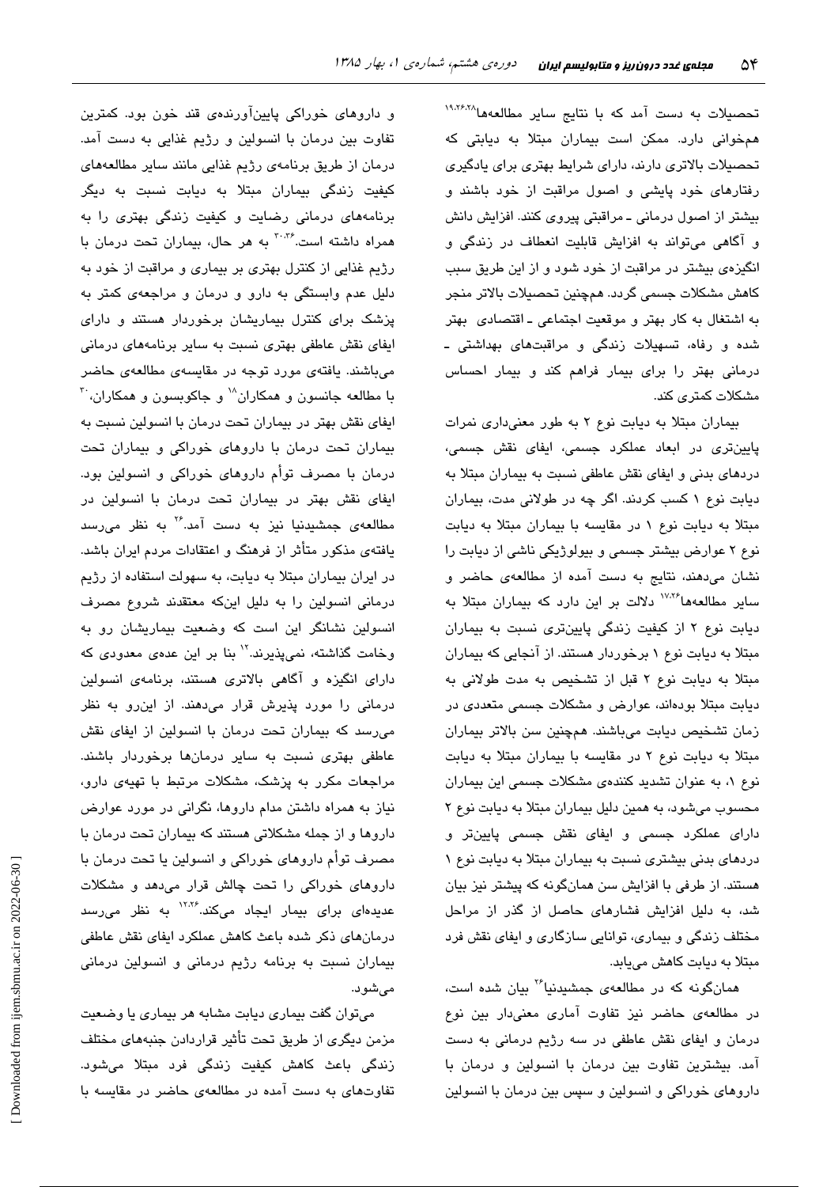تحصیلات به دست آمد که با نتایج سایر مطالعه‌ها[19,26,28] همخوانی دارد. ممکن است بیماران مبتلا به دیابتی که تحصیلات بالاتری دارند، دارای شرایط بهتری برای یادگیری رفتارهای خود پایشی و اصول مراقبت از خود باشند و بیشتر از اصول درمانی ـ مراقبتی پیروی کنند. افزایش دانش و آگاهی می‌تواند به افزایش قابلیت انعطاف در زندگی و انگیزه‌ی بیشتر در مراقبت از خود شود و از این طریق سبب کاهش مشکلات جسمی گردد. همچنین تحصیلات بالاتر منجر به اشتغال به کار بهتر و موقعیت اجتماعی ـ اقتصادی بهتر شده و رفاه، تسهیلات زندگی و مراقبت‌های بهداشتی ـ درمانی بهتر را برای بیمار فراهم کند و بیمار احساس مشکلات کمتری کند.

بیماران مبتلا به دیابت نوع ۲ به طور معنی‌داری نمرات پایین‌تری در ابعاد عملکرد جسمی، ایفای نقش جسمی، دردهای بدنی و ایفای نقش عاطفی نسبت به بیماران مبتلا به دیابت نوع ۱ کسب کردند. اگر چه در طولانی مدت، بیماران مبتلا به دیابت نوع ۱ در مقایسه با بیماران مبتلا به دیابت نوع ۲ عوارض بیشتر جسمی و بیولوژیکی ناشی از دیابت را نشان می‌دهند، نتایج به دست آمده از مطالعه‌ی حاضر و سایر مطالعه‌ها[17,26] دلالت بر این دارد که بیماران مبتلا به دیابت نوع ۲ از کیفیت زندگی پایین‌تری نسبت به بیماران مبتلا به دیابت نوع ۱ برخوردار هستند. از آنجایی که بیماران مبتلا به دیابت نوع ۲ قبل از تشخیص به مدت طولانی به دیابت مبتلا بوده‌اند، عوارض و مشکلات جسمی متعددی در زمان تشخیص دیابت می‌باشند. همچنین سن بالاتر بیماران مبتلا به دیابت نوع ۲ در مقایسه با بیماران مبتلا به دیابت نوع ۱، به عنوان تشدید کننده‌ی مشکلات جسمی این بیماران محسوب می‌شود، به همین دلیل بیماران مبتلا به دیابت نوع ۲ دارای عملکرد جسمی و ایفای نقش جسمی پایین‌تر و دردهای بدنی بیشتری نسبت به بیماران مبتلا به دیابت نوع ۱ هستند. از طرفی با افزایش سن همان‌گونه که پیشتر نیز بیان شد، به دلیل افزایش فشارهای حاصل از گذر از مراحل مختلف زندگی و بیماری، توانایی سازگاری و ایفای نقش فرد مبتلا به دیابت کاهش می‌یابد.

همان‌گونه که در مطالعه‌ی جمشیدنیا[26] بیان شده است، در مطالعه‌ی حاضر نیز تفاوت آماری معنی‌دار بین نوع درمان و ایفای نقش عاطفی در سه رژیم درمانی به دست آمد. بیشترین تفاوت بین درمان با انسولین و درمان با داروهای خوراکی و انسولین و سپس بین درمان با انسولین و داروهای خوراکی پایین‌آورنده‌ی قند خون بود. کمترین تفاوت بین درمان با انسولین و رژیم غذایی به دست آمد. درمان از طریق برنامه‌ی رژیم غذایی مانند سایر مطالعه‌های کیفیت زندگی بیماران مبتلا به دیابت نسبت به دیگر برنامه‌های درمانی رضایت و کیفیت زندگی بهتری را به همراه داشته است.[20,36] به هر حال، بیماران تحت درمان با رژیم غذایی از کنترل بهتری بر بیماری و مراقبت از خود به دلیل عدم وابستگی به دارو و درمان و مراجعه‌ی کمتر به پزشک برای کنترل بیماریشان برخوردار هستند و دارای ایفای نقش عاطفی بهتری نسبت به سایر برنامه‌های درمانی می‌باشند. یافته‌ی مورد توجه در مقایسه‌ی مطالعه‌ی حاضر با مطالعه جانسون و همکاران[18] و جاکوبسون و همکاران،[30] ایفای نقش بهتر در بیماران تحت درمان با انسولین نسبت به بیماران تحت درمان با داروهای خوراکی و بیماران تحت درمان با مصرف توأم داروهای خوراکی و انسولین بود. ایفای نقش بهتر در بیماران تحت درمان با انسولین در مطالعه‌ی جمشیدنیا نیز به دست آمد.[26] به نظر می‌رسد یافته‌ی مذکور متأثر از فرهنگ و اعتقادات مردم ایران باشد. در ایران بیماران مبتلا به دیابت، به سهولت استفاده از رژیم درمانی انسولین را به دلیل اینکه معتقدند شروع مصرف انسولین نشانگر این است که وضعیت بیماریشان رو به وخامت گذاشته، نمی‌پذیرند.[12] بنا بر این عده‌ی معدودی که دارای انگیزه و آگاهی بالاتری هستند، برنامه‌ی انسولین درمانی را مورد پذیرش قرار می‌دهند. از این‌رو به نظر می‌رسد که بیماران تحت درمان با انسولین از ایفای نقش عاطفی بهتری نسبت به سایر درمان‌ها برخوردار باشند. مراجعات مکرر به پزشک، مشکلات مرتبط با تهیه‌ی دارو، نیاز به همراه داشتن مدام داروها، نگرانی در مورد عوارض داروها و از جمله مشکلاتی هستند که بیماران تحت درمان با مصرف توأم داروهای خوراکی و انسولین یا تحت درمان با داروهای خوراکی را تحت چالش قرار می‌دهد و مشکلات عدیده‌ای برای بیمار ایجاد می‌کند.[12,26] به نظر می‌رسد درمان‌های ذکر شده باعث کاهش عملکرد ایفای نقش عاطفی بیماران نسبت به برنامه رژیم درمانی و انسولین درمانی می‌شود.

می‌توان گفت بیماری دیابت مشابه هر بیماری یا وضعیت مزمن دیگری از طریق تحت تأثیر قراردادن جنبه‌های مختلف زندگی باعث کاهش کیفیت زندگی فرد مبتلا می‌شود. تفاوت‌های به دست آمده در مطالعه‌ی حاضر در مقایسه با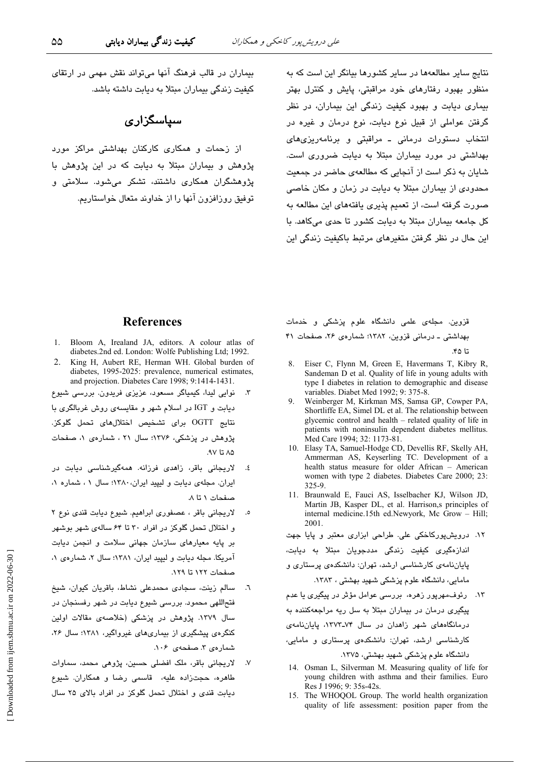نتایج سایر مطالعه‌ها در سایر کشورها بیانگر این است که به منظور بهبود رفتارهای خود مراقبتی، پایش و کنترل بهتر بیماری دیابت و بهبود کیفیت زندگی این بیماران، در نظر گرفتن عواملی از قبیل نوع دیابت، نوع درمان و غیره در انتخاب دستورات درمانی ـ مراقبتی و برنامه‌ریزی‌های بهداشتی در مورد بیماران مبتلا به دیابت ضروری است. شایان به ذکر است از آنجایی که مطالعه‌ی حاضر در جمعیت محدودی از بیماران مبتلا به دیابت در زمان و مکان خاصی صورت گرفته است، از تعمیم پذیری یافته‌های این مطالعه به کل جامعه بیماران مبتلا به دیابت کشور تا حدی می‌کاهد. با این حال در نظر گرفتن متغیرهای مرتبط باکیفیت زندگی این بیماران در قالب فرهنگ آنها می‌تواند نقش مهمی در ارتقای کیفیت زندگی بیماران مبتلا به دیابت داشته باشد.

## سپاسگزاری

از زحمات و همکاری کارکنان بهداشتی مراکز مورد پژوهش و بیماران مبتلا به دیابت که در این پژوهش با پژوهشگران همکاری داشتند، تشکر می‌شود. سلامتی و توفیق روزافزون آنها را از خداوند متعال خواستاریم.

## References

1. Bloom A, Irealand JA, editors. A colour atlas of diabetes.2nd ed. London: Wolfe Publishing Ltd; 1992.
2. King H, Aubert RE, Herman WH. Global burden of diabetes, 1995-2025: prevalence, numerical estimates, and projection. Diabetes Care 1998; 9:1414-1431.
3. نوابی لیدا، کیمیاگر مسعود، عزیزی فریدون. بررسی شیوع دیابت و IGT در اسلام شهر و مقایسه‌ی روش غربالگری با نتایج OGTT برای تشخیص اختلال‌های تحمل گلوکز. پژوهش در پزشکی، ۱۳۷۶؛ سال ۲۱ ، شماره‌ی ۱، صفحات ۸۵ تا ۹۷.
4. لاریجانی باقر، زاهدی فرزانه. همه‌گیرشناسی دیابت در ایران. مجله‌ی دیابت و لیپید ایران،۱۳۸۰؛ سال ۱ ، شماره ۱، صفحات ۱ تا ۸.
5. لاریجانی باقر ، عصفوری ابراهیم. شیوع دیابت قندی نوع ۲ و اختلال تحمل گلوکز در افراد ۳۰ تا ۶۴ ساله‌ی شهر بوشهر بر پایه معیارهای سازمان جهانی سلامت و انجمن دیابت آمریکا. مجله دیابت و لیپید ایران، ۱۳۸۱؛ سال ۲، شماره‌ی ۱، صفحات ۱۲۲ تا ۱۲۹.
6. سالم زینت، سجادی محمدعلی نشاط، باقریان کیوان، شیخ فتح‌اللهی محمود. بررسی شیوع دیابت در شهر رفسنجان در سال ۱۳۷۹. پژوهش در پزشکی (خلاصه‌ی مقالات اولین کنگره‌ی پیشگیری از بیماری‌های غیرواگیر، ۱۳۸۱؛ سال ۲۶، شماره‌ی ۳. صفحه‌ی ۱۰۶.
7. لاریجانی باقر، ملک افضلی حسین، پژوهی محمد، سماوات طاهره، حجت‌زاده علیه، قاسمی رضا و همکاران. شیوع دیابت قندی و اختلال تحمل گلوکز در افراد بالای ۲۵ سال قزوین. مجله‌ی علمی دانشگاه علوم پزشکی و خدمات بهداشتی ـ درمانی قزوین، ۱۳۸۲؛ شماره‌ی ۲۶، صفحات ۴۱ تا ۴۵.
8. Eiser C, Flynn M, Green E, Havermans T, Kibry R, Sandeman D et al. Quality of life in young adults with type I diabetes in relation to demographic and disease variables. Diabet Med 1992; 9: 375-8.
9. Weinberger M, Kirkman MS, Samsa GP, Cowper PA, Shortliffe EA, Simel DL et al. The relationship between glycemic control and health – related quality of life in patients with noninsulin dependent diabetes mellitus. Med Care 1994; 32: 1173-81.
10. Elasy TA, Samuel-Hodge CD, Devellis RF, Skelly AH, Ammerman AS, Keyserling TC. Development of a health status measure for older African – American women with type 2 diabetes. Diabetes Care 2000; 23: 325-9.
11. Braunwald E, Fauci AS, Isselbacher KJ, Wilson JD, Martin JB, Kasper DL, et al. Harrison,s principles of internal medicine.15th ed.Newyork, Mc Grow – Hill; 2001.
12. درویش‌پورکاخکی علی. طراحی ابزاری معتبر و پایا جهت اندازه‌گیری کیفیت زندگی مددجویان مبتلا به دیابت، پایان‌نامه‌ی کارشناسی ارشد، تهران: دانشکده‌ی پرستاری و مامایی، دانشگاه علوم پزشکی شهید بهشتی ، ۱۳۸۳.
13. رئوف‌مهرپور زهره، بررسی عوامل مؤثر در پیگیری یا عدم پیگیری درمان در بیماران مبتلا به سل ریه مراجعه‌کننده به درمانگاه‌های شهر زاهدان در سال ۷۴-۱۳۷۳، پایان‌نامه‌ی کارشناسی ارشد، تهران: دانشکده‌ی پرستاری و مامایی، دانشگاه علوم پزشکی شهید بهشتی، ۱۳۷۵.
14. Osman L, Silverman M. Measuring quality of life for young children with asthma and their families. Euro Res J 1996; 9: 35s-42s.
15. The WHOQOL Group. The world health organization quality of life assessment: position paper from the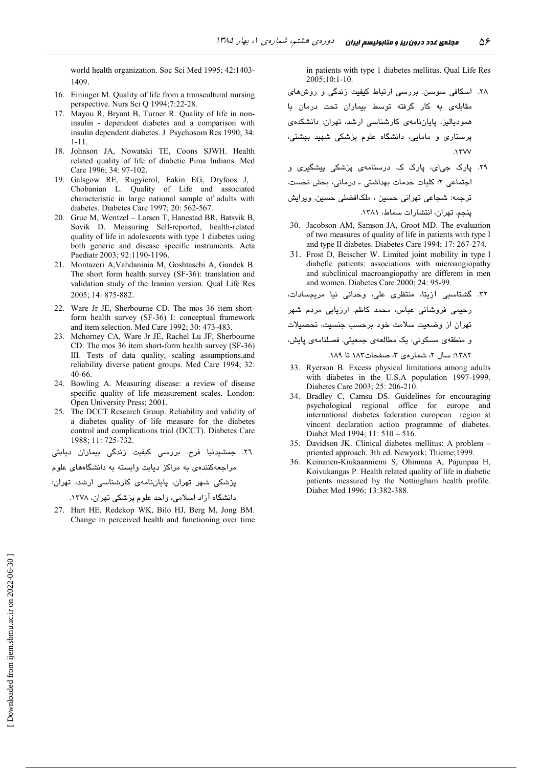world health organization. Soc Sci Med 1995; 42:1403-1409.

16. Eininger M. Quality of life from a transcultural nursing perspective. Nurs Sci Q 1994;7:22-28.
17. Mayou R, Bryant B, Turner R. Quality of life in non-insulin - dependent diabetes and a comparison with insulin dependent diabetes. J Psychosom Res 1990; 34: 1-11.
18. Johnson JA, Nowatski TE, Coons SJWH. Health related quality of life of diabetic Pima Indians. Med Care 1996; 34: 97-102.
19. Galsgow RE, Rugyierol, Eakin EG, Dryfoos J, Chobanian L. Quality of Life and associated characteristic in large national sample of adults with diabetes. Diabetes Care 1997; 20: 562-567.
20. Grue M, Wentzel – Larsen T, Hanestad BR, Batsvik B, Sovik D. Measuring Self-reported, health-related quality of life in adolescents with type 1 diabetes using both generic and disease specific instruments. Acta Paediatr 2003; 92:1190-1196.
21. Montazeri A,Vahdaninia M, Goshtasebi A, Gandek B. The short form health survey (SF-36): translation and validation study of the Iranian version. Qual Life Res 2005; 14: 875-882.
22. Ware Jr JE, Sherbourne CD. The mos 36 item short-form health survey (SF-36) I: conceptual framework and item selection. Med Care 1992; 30: 473-483.
23. Mchorney CA, Ware Jr JE, Rachel Lu JF, Sherbourne CD. The mos 36 item short-form health survey (SF-36) III. Tests of data quality, scaling assumptions,and reliability diverse patient groups. Med Care 1994; 32: 40-66.
24. Bowling A. Measuring disease: a review of disease specific quality of life measurement scales. London: Open University Press; 2001.
25. The DCCT Research Group. Reliability and validity of a diabetes quality of life measure for the diabetes control and complications trial (DCCT). Diabetes Care 1988; 11: 725-732.

۲۶. جمشیدنیا فرح. بررسی کیفیت زندگی بیماران دیابتی مراجعه‌کننده‌ی به مراکز دیابت وابسته به دانشگاه‌های علوم پزشکی شهر تهران، پایان‌نامه‌ی کارشناسی ارشد، تهران: دانشگاه آزاد اسلامی، واحد علوم پزشکی تهران، ۱۳۷۸.

27. Hart HE, Redekop WK, Bilo HJ, Berg M, Jong BM. Change in perceived health and functioning over time in patients with type 1 diabetes mellitus. Qual Life Res 2005;10:1-10.

۲۸. اسکافی سوسن. بررسی ارتباط کیفیت زندگی و روش‌های مقابله‌ی به کار گرفته توسط بیماران تحت درمان با همودیالیز، پایان‌نامه‌ی کارشناسی ارشد، تهران: دانشکده‌ی پرستاری و مامایی، دانشگاه علوم پزشکی شهید بهشتی، ۱۳۷۷.

۲۹. پارک جی‌ای، پارک ک. درسنامه‌ی پزشکی پیشگیری و اجتماعی ۲: کلیات خدمات بهداشتی ـ درمانی، بخش نخست. ترجمه: شجاعی تهرانی حسین ، ملک‌افضلی حسین. ویرایش پنجم. تهران، انتشارات سماط، ۱۳۸۱.

30. Jacobson AM, Samson JA, Groot MD. The evaluation of two measures of quality of life in patients with type I and type II diabetes. Diabetes Care 1994; 17: 267-274.
31. Frost D, Beischer W. Limited joint mobility in type l diabetic patients: associations with microangiopathy and subclinical macroangiopathy are different in men and women. Diabetes Care 2000; 24: 95-99.

۳۲. گشتاسبی آزیتا، منتظری علی، وحدانی نیا مریم‌سادات، رحیمی فروشانی عباس، محمد کاظم. ارزیابی مردم شهر تهران از وضعیت سلامت خود برحسب جنسیت، تحصیلات و منطقه‌ی مسکونی: یک مطالعه‌ی جمعیتی. فصلنامه‌ی پایش، ۱۳۸۲؛ سال ۲، شماره‌ی ۳، صفحات ۱۸۳ تا ۱۸۹.

33. Ryerson B. Excess physical limitations among adults with diabetes in the U.S.A population 1997-1999. Diabetes Care 2003; 25: 206-210.
34. Bradley C, Camsu DS. Guidelines for encouraging psychological regional office for europe and international diabetes federation european region st vincent declaration action programme of diabetes. Diabet Med 1994; 11: 510 – 516.
35. Davidson JK. Clinical diabetes mellitus: A problem – priented approach. 3th ed. Newyork; Thieme;1999.
36. Keinanen-Kiukaanniemi S, Ohinmaa A, Pajunpaa H, Koivukangas P. Health related quality of life in diabetic patients measured by the Nottingham health profile. Diabet Med 1996; 13:382-388.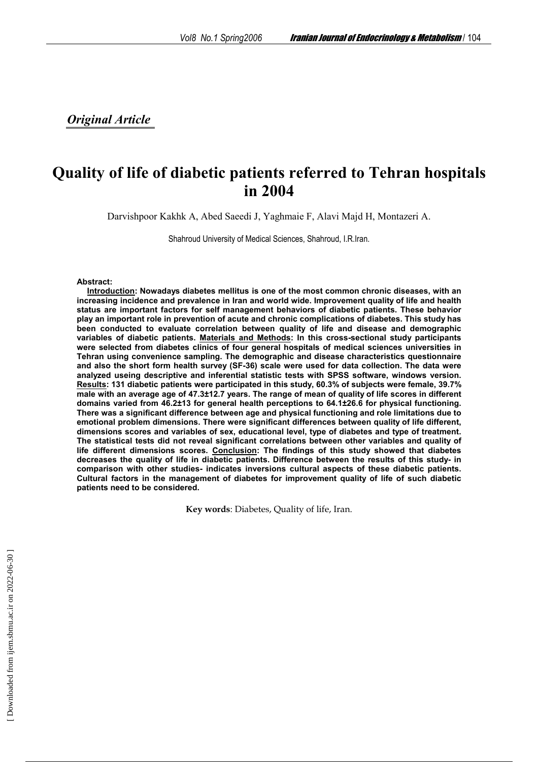*Original Article*

# Quality of life of diabetic patients referred to Tehran hospitals in 2004

Darvishpoor Kakhk A, Abed Saeedi J, Yaghmaie F, Alavi Majd H, Montazeri A.

Shahroud University of Medical Sciences, Shahroud, I.R.Iran.

**Abstract:**

**Introduction: Nowadays diabetes mellitus is one of the most common chronic diseases, with an increasing incidence and prevalence in Iran and world wide. Improvement quality of life and health status are important factors for self management behaviors of diabetic patients. These behavior play an important role in prevention of acute and chronic complications of diabetes. This study has been conducted to evaluate correlation between quality of life and disease and demographic variables of diabetic patients. Materials and Methods: In this cross-sectional study participants were selected from diabetes clinics of four general hospitals of medical sciences universities in Tehran using convenience sampling. The demographic and disease characteristics questionnaire and also the short form health survey (SF-36) scale were used for data collection. The data were analyzed useing descriptive and inferential statistic tests with SPSS software, windows version. Results: 131 diabetic patients were participated in this study, 60.3% of subjects were female, 39.7% male with an average age of 47.3±12.7 years. The range of mean of quality of life scores in different domains varied from 46.2±13 for general health perceptions to 64.1±26.6 for physical functioning. There was a significant difference between age and physical functioning and role limitations due to emotional problem dimensions. There were significant differences between quality of life different, dimensions scores and variables of sex, educational level, type of diabetes and type of treatment. The statistical tests did not reveal significant correlations between other variables and quality of life different dimensions scores. Conclusion: The findings of this study showed that diabetes decreases the quality of life in diabetic patients. Difference between the results of this study- in comparison with other studies- indicates inversions cultural aspects of these diabetic patients. Cultural factors in the management of diabetes for improvement quality of life of such diabetic patients need to be considered.**

**Key words**: Diabetes, Quality of life, Iran.